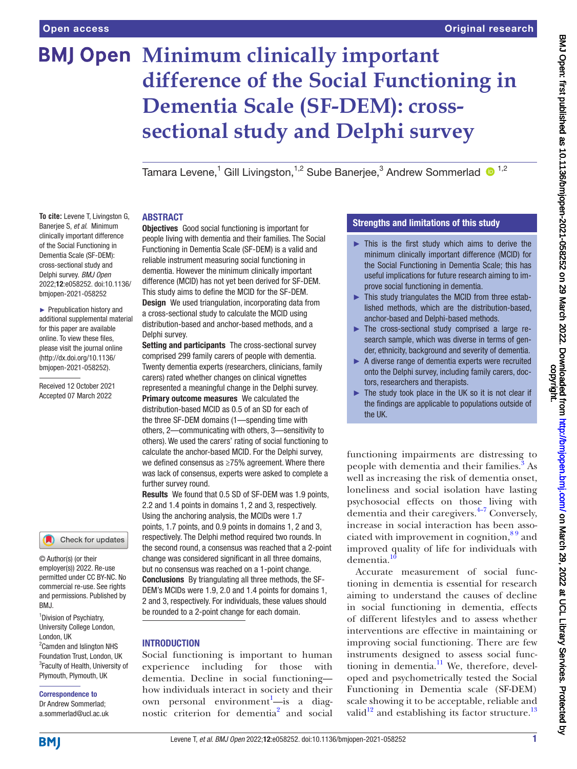# Minimum clinically important difference of the Social Functioning in Dementia Scale (SF-DEM): cross-sectional study and Delphi survey

Tamara Levene,[1] Gill Livingston,[1,2] Sube Banerjee,[3] Andrew Sommerlad [1,2]

**To cite:** Levene T, Livingston G, Banerjee S, *et al*. Minimum clinically important difference of the Social Functioning in Dementia Scale (SF-DEM): cross-sectional study and Delphi survey. *BMJ Open* 2022;**12**:e058252. doi:10.1136/bmjopen-2021-058252

► Prepublication history and additional supplemental material for this paper are available online. To view these files, please visit the journal online (http://dx.doi.org/10.1136/bmjopen-2021-058252).

Received 12 October 2021
Accepted 07 March 2022

© Author(s) (or their employer(s)) 2022. Re-use permitted under CC BY-NC. No commercial re-use. See rights and permissions. Published by BMJ.

[1]Division of Psychiatry, University College London, London, UK
[2]Camden and Islington NHS Foundation Trust, London, UK
[3]Faculty of Health, University of Plymouth, Plymouth, UK

**Correspondence to**
Dr Andrew Sommerlad;
a.sommerlad@ucl.ac.uk

## ABSTRACT

**Objectives** Good social functioning is important for people living with dementia and their families. The Social Functioning in Dementia Scale (SF-DEM) is a valid and reliable instrument measuring social functioning in dementia. However the minimum clinically important difference (MCID) has not yet been derived for SF-DEM. This study aims to define the MCID for the SF-DEM.

**Design** We used triangulation, incorporating data from a cross-sectional study to calculate the MCID using distribution-based and anchor-based methods, and a Delphi survey.

**Setting and participants** The cross-sectional survey comprised 299 family carers of people with dementia. Twenty dementia experts (researchers, clinicians, family carers) rated whether changes on clinical vignettes represented a meaningful change in the Delphi survey.

**Primary outcome measures** We calculated the distribution-based MCID as 0.5 of an SD for each of the three SF-DEM domains (1—spending time with others, 2—communicating with others, 3—sensitivity to others). We used the carers' rating of social functioning to calculate the anchor-based MCID. For the Delphi survey, we defined consensus as ≥75% agreement. Where there was lack of consensus, experts were asked to complete a further survey round.

**Results** We found that 0.5 SD of SF-DEM was 1.9 points, 2.2 and 1.4 points in domains 1, 2 and 3, respectively. Using the anchoring analysis, the MCIDs were 1.7 points, 1.7 points, and 0.9 points in domains 1, 2 and 3, respectively. The Delphi method required two rounds. In the second round, a consensus was reached that a 2-point change was considered significant in all three domains, but no consensus was reached on a 1-point change.

**Conclusions** By triangulating all three methods, the SF-DEM's MCIDs were 1.9, 2.0 and 1.4 points for domains 1, 2 and 3, respectively. For individuals, these values should be rounded to a 2-point change for each domain.

## Strengths and limitations of this study

- ► This is the first study which aims to derive the minimum clinically important difference (MCID) for the Social Functioning in Dementia Scale; this has useful implications for future research aiming to improve social functioning in dementia.
- ► This study triangulates the MCID from three established methods, which are the distribution-based, anchor-based and Delphi-based methods.
- ► The cross-sectional study comprised a large research sample, which was diverse in terms of gender, ethnicity, background and severity of dementia.
- ► A diverse range of dementia experts were recruited onto the Delphi survey, including family carers, doctors, researchers and therapists.
- ► The study took place in the UK so it is not clear if the findings are applicable to populations outside of the UK.

## INTRODUCTION

Social functioning is important to human experience including for those with dementia. Decline in social functioning—how individuals interact in society and their own personal environment[1]—is a diagnostic criterion for dementia[2] and social functioning impairments are distressing to people with dementia and their families.[3] As well as increasing the risk of dementia onset, loneliness and social isolation have lasting psychosocial effects on those living with dementia and their caregivers.[4–7] Conversely, increase in social interaction has been associated with improvement in cognition,[8 9] and improved quality of life for individuals with dementia.[10]

Accurate measurement of social functioning in dementia is essential for research aiming to understand the causes of decline in social functioning in dementia, effects of different lifestyles and to assess whether interventions are effective in maintaining or improving social functioning. There are few instruments designed to assess social functioning in dementia.[11] We, therefore, developed and psychometrically tested the Social Functioning in Dementia scale (SF-DEM) scale showing it to be acceptable, reliable and valid[12] and establishing its factor structure.[13]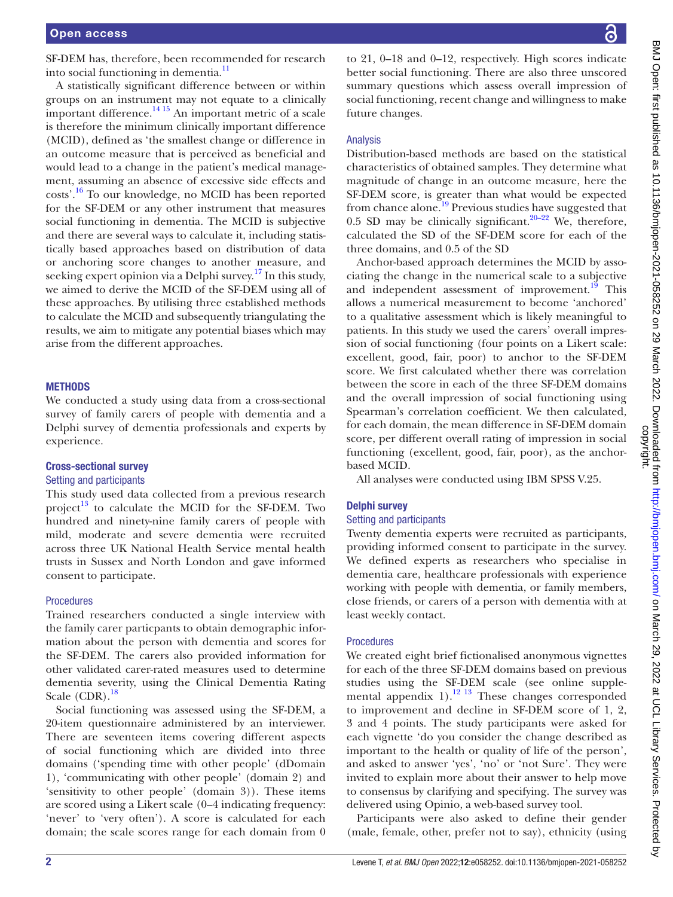SF-DEM has, therefore, been recommended for research into social functioning in dementia.[11]

A statistically significant difference between or within groups on an instrument may not equate to a clinically important difference.[14 15] An important metric of a scale is therefore the minimum clinically important difference (MCID), defined as 'the smallest change or difference in an outcome measure that is perceived as beneficial and would lead to a change in the patient's medical management, assuming an absence of excessive side effects and costs'.[16] To our knowledge, no MCID has been reported for the SF-DEM or any other instrument that measures social functioning in dementia. The MCID is subjective and there are several ways to calculate it, including statistically based approaches based on distribution of data or anchoring score changes to another measure, and seeking expert opinion via a Delphi survey.[17] In this study, we aimed to derive the MCID of the SF-DEM using all of these approaches. By utilising three established methods to calculate the MCID and subsequently triangulating the results, we aim to mitigate any potential biases which may arise from the different approaches.

## METHODS

We conducted a study using data from a cross-sectional survey of family carers of people with dementia and a Delphi survey of dementia professionals and experts by experience.

### Cross-sectional survey

#### Setting and participants

This study used data collected from a previous research project[13] to calculate the MCID for the SF-DEM. Two hundred and ninety-nine family carers of people with mild, moderate and severe dementia were recruited across three UK National Health Service mental health trusts in Sussex and North London and gave informed consent to participate.

#### Procedures

Trained researchers conducted a single interview with the family carer particpants to obtain demographic information about the person with dementia and scores for the SF-DEM. The carers also provided information for other validated carer-rated measures used to determine dementia severity, using the Clinical Dementia Rating Scale (CDR).[18]

Social functioning was assessed using the SF-DEM, a 20-item questionnaire administered by an interviewer. There are seventeen items covering different aspects of social functioning which are divided into three domains ('spending time with other people' (dDomain 1), 'communicating with other people' (domain 2) and 'sensitivity to other people' (domain 3)). These items are scored using a Likert scale (0–4 indicating frequency: 'never' to 'very often'). A score is calculated for each domain; the scale scores range for each domain from 0 to 21, 0–18 and 0–12, respectively. High scores indicate better social functioning. There are also three unscored summary questions which assess overall impression of social functioning, recent change and willingness to make future changes.

#### Analysis

Distribution-based methods are based on the statistical characteristics of obtained samples. They determine what magnitude of change in an outcome measure, here the SF-DEM score, is greater than what would be expected from chance alone.[19] Previous studies have suggested that 0.5 SD may be clinically significant.[20–22] We, therefore, calculated the SD of the SF-DEM score for each of the three domains, and 0.5 of the SD

Anchor-based approach determines the MCID by associating the change in the numerical scale to a subjective and independent assessment of improvement.[19] This allows a numerical measurement to become 'anchored' to a qualitative assessment which is likely meaningful to patients. In this study we used the carers' overall impression of social functioning (four points on a Likert scale: excellent, good, fair, poor) to anchor to the SF-DEM score. We first calculated whether there was correlation between the score in each of the three SF-DEM domains and the overall impression of social functioning using Spearman's correlation coefficient. We then calculated, for each domain, the mean difference in SF-DEM domain score, per different overall rating of impression in social functioning (excellent, good, fair, poor), as the anchor-based MCID.

All analyses were conducted using IBM SPSS V.25.

### Delphi survey

#### Setting and participants

Twenty dementia experts were recruited as participants, providing informed consent to participate in the survey. We defined experts as researchers who specialise in dementia care, healthcare professionals with experience working with people with dementia, or family members, close friends, or carers of a person with dementia with at least weekly contact.

#### Procedures

We created eight brief fictionalised anonymous vignettes for each of the three SF-DEM domains based on previous studies using the SF-DEM scale (see online supplemental appendix 1).[12 13] These changes corresponded to improvement and decline in SF-DEM score of 1, 2, 3 and 4 points. The study participants were asked for each vignette 'do you consider the change described as important to the health or quality of life of the person', and asked to answer 'yes', 'no' or 'not Sure'. They were invited to explain more about their answer to help move to consensus by clarifying and specifying. The survey was delivered using Opinio, a web-based survey tool.

Participants were also asked to define their gender (male, female, other, prefer not to say), ethnicity (using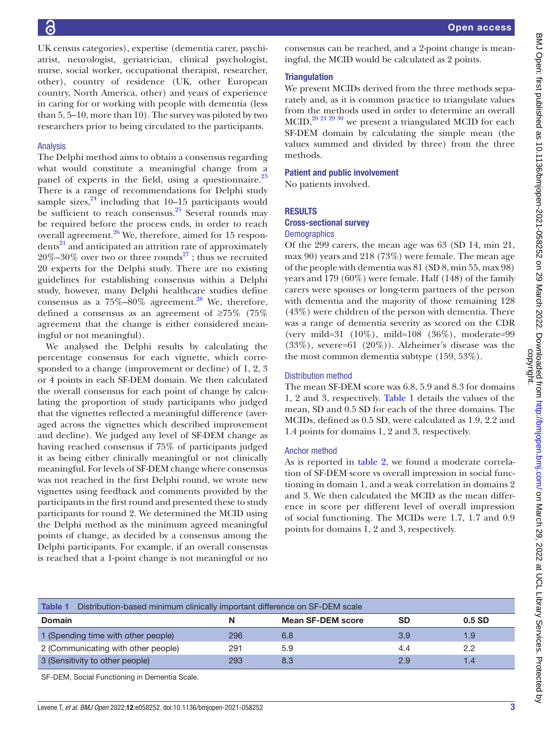UK census categories), expertise (dementia carer, psychiatrist, neurologist, geriatrician, clinical psychologist, nurse, social worker, occupational therapist, researcher, other), country of residence (UK, other European country, North America, other) and years of experience in caring for or working with people with dementia (less than 5, 5–10, more than 10). The survey was piloted by two researchers prior to being circulated to the participants.

### Analysis

The Delphi method aims to obtain a consensus regarding what would constitute a meaningful change from a panel of experts in the field, using a questionnaire.[23] There is a range of recommendations for Delphi study sample sizes,[24] including that 10–15 participants would be sufficient to reach consensus.[25] Several rounds may be required before the process ends, in order to reach overall agreement.[26] We, therefore, aimed for 15 respondents[21] and anticipated an attrition rate of approximately 20%–30% over two or three rounds[27]; thus we recruited 20 experts for the Delphi study. There are no existing guidelines for establishing consensus within a Delphi study, however, many Delphi healthcare studies define consensus as a 75%–80% agreement.[28] We, therefore, defined a consensus as an agreement of ≥75% (75% agreement that the change is either considered meaningful or not meaningful).

We analysed the Delphi results by calculating the percentage consensus for each vignette, which corresponded to a change (improvement or decline) of 1, 2, 3 or 4 points in each SF-DEM domain. We then calculated the overall consensus for each point of change by calculating the proportion of study participants who judged that the vignettes reflected a meaningful difference (averaged across the vignettes which described improvement and decline). We judged any level of SF-DEM change as having reached consensus if 75% of participants judged it as being either clinically meaningful or not clinically meaningful. For levels of SF-DEM change where consensus was not reached in the first Delphi round, we wrote new vignettes using feedback and comments provided by the participants in the first round and presented these to study participants for round 2. We determined the MCID using the Delphi method as the minimum agreed meaningful points of change, as decided by a consensus among the Delphi participants. For example, if an overall consensus is reached that a 1-point change is not meaningful or no consensus can be reached, and a 2-point change is meaningful, the MCID would be calculated as 2 points.

### Triangulation

We present MCIDs derived from the three methods separately and, as it is common practice to triangulate values from the methods used in order to determine an overall MCID,[20 21 29 30] we present a triangulated MCID for each SF-DEM domain by calculating the simple mean (the values summed and divided by three) from the three methods.

### Patient and public involvement

No patients involved.

## RESULTS

### Cross-sectional survey

#### Demographics

Of the 299 carers, the mean age was 63 (SD 14, min 21, max 90) years and 218 (73%) were female. The mean age of the people with dementia was 81 (SD 8, min 55, max 98) years and 179 (60%) were female. Half (148) of the family carers were spouses or long-term partners of the person with dementia and the majority of those remaining 128 (43%) were children of the person with dementia. There was a range of dementia severity as scored on the CDR (very mild=31 (10%), mild=108 (36%), moderate=99 (33%), severe=61 (20%)). Alzheimer's disease was the most common dementia subtype (159, 53%).

#### Distribution method

The mean SF-DEM score was 6.8, 5.9 and 8.3 for domains 1, 2 and 3, respectively. Table 1 details the values of the mean, SD and 0.5 SD for each of the three domains. The MCIDs, defined as 0.5 SD, were calculated as 1.9, 2.2 and 1.4 points for domains 1, 2 and 3, respectively.

#### Anchor method

As is reported in table 2, we found a moderate correlation of SF-DEM score vs overall impression in social functioning in domain 1, and a weak correlation in domains 2 and 3. We then calculated the MCID as the mean difference in score per different level of overall impression of social functioning. The MCIDs were 1.7, 1.7 and 0.9 points for domains 1, 2 and 3, respectively.

**Table 1** Distribution-based minimum clinically important difference on SF-DEM scale

| Domain | N | Mean SF-DEM score | SD | 0.5 SD |
|---|---|---|---|---|
| 1 (Spending time with other people) | 296 | 6.8 | 3.9 | 1.9 |
| 2 (Communicating with other people) | 291 | 5.9 | 4.4 | 2.2 |
| 3 (Sensitivity to other people) | 293 | 8.3 | 2.9 | 1.4 |

SF-DEM, Social Functioning in Dementia Scale.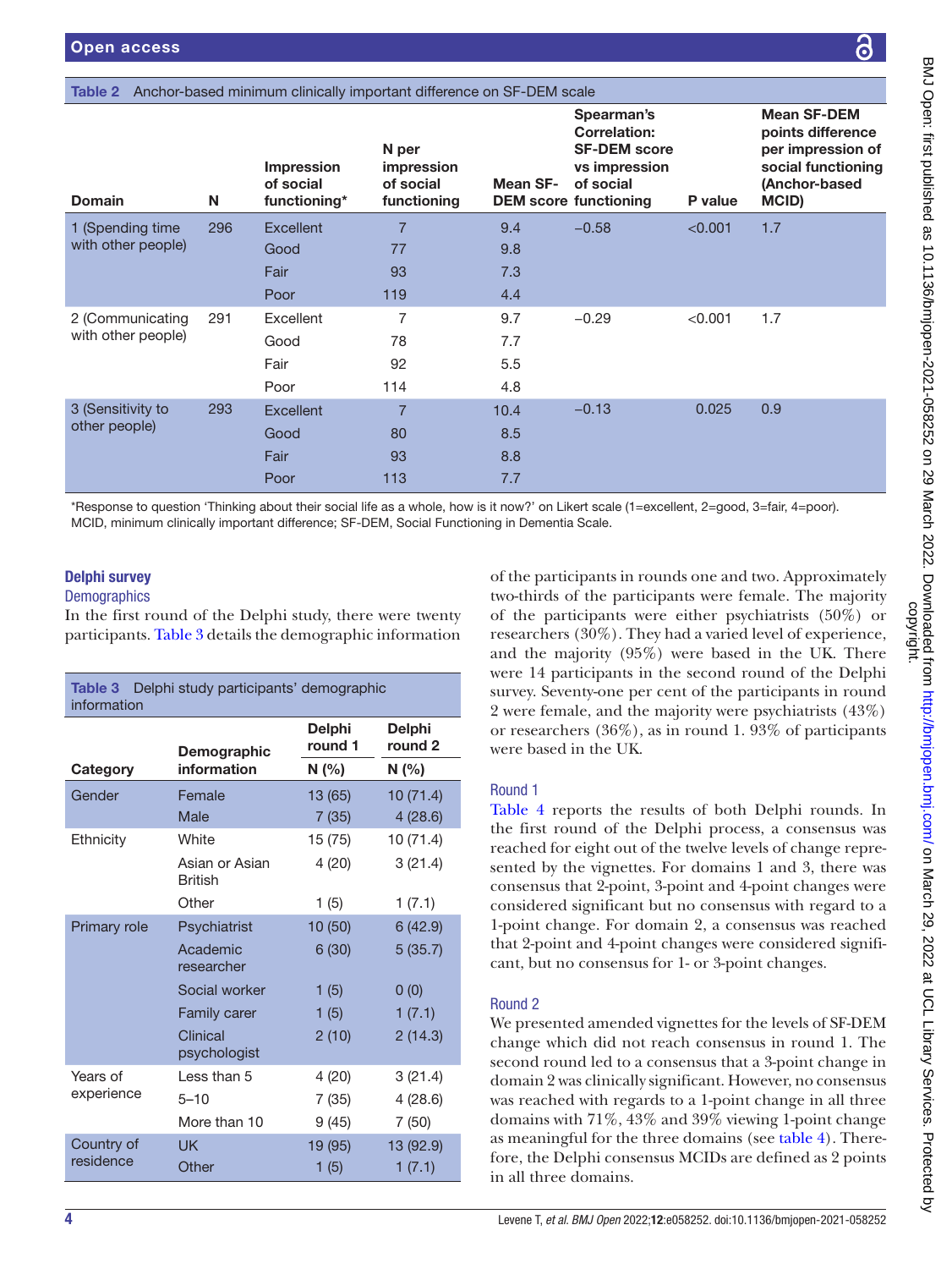**Table 2** Anchor-based minimum clinically important difference on SF-DEM scale

| Domain | N | Impression of social functioning* | N per impression of social functioning | Mean SF-DEM score | Spearman's Correlation: SF-DEM score vs impression of social functioning | P value | Mean SF-DEM points difference per impression of social functioning (Anchor-based MCID) |
|---|---|---|---|---|---|---|---|
| 1 (Spending time with other people) | 296 | Excellent | 7 | 9.4 | −0.58 | <0.001 | 1.7 |
| | | Good | 77 | 9.8 | | | |
| | | Fair | 93 | 7.3 | | | |
| | | Poor | 119 | 4.4 | | | |
| 2 (Communicating with other people) | 291 | Excellent | 7 | 9.7 | −0.29 | <0.001 | 1.7 |
| | | Good | 78 | 7.7 | | | |
| | | Fair | 92 | 5.5 | | | |
| | | Poor | 114 | 4.8 | | | |
| 3 (Sensitivity to other people) | 293 | Excellent | 7 | 10.4 | −0.13 | 0.025 | 0.9 |
| | | Good | 80 | 8.5 | | | |
| | | Fair | 93 | 8.8 | | | |
| | | Poor | 113 | 7.7 | | | |

*Response to question 'Thinking about their social life as a whole, how is it now?' on Likert scale (1=excellent, 2=good, 3=fair, 4=poor).
MCID, minimum clinically important difference; SF-DEM, Social Functioning in Dementia Scale.

## Delphi survey

### Demographics

In the first round of the Delphi study, there were twenty participants. Table 3 details the demographic information of the participants in rounds one and two. Approximately two-thirds of the participants were female. The majority of the participants were either psychiatrists (50%) or researchers (30%). They had a varied level of experience, and the majority (95%) were based in the UK. There were 14 participants in the second round of the Delphi survey. Seventy-one per cent of the participants in round 2 were female, and the majority were psychiatrists (43%) or researchers (36%), as in round 1. 93% of participants were based in the UK.

**Table 3** Delphi study participants' demographic information

| Category | Demographic information | Delphi round 1 N (%) | Delphi round 2 N (%) |
|---|---|---|---|
| Gender | Female | 13 (65) | 10 (71.4) |
| | Male | 7 (35) | 4 (28.6) |
| Ethnicity | White | 15 (75) | 10 (71.4) |
| | Asian or Asian British | 4 (20) | 3 (21.4) |
| | Other | 1 (5) | 1 (7.1) |
| Primary role | Psychiatrist | 10 (50) | 6 (42.9) |
| | Academic researcher | 6 (30) | 5 (35.7) |
| | Social worker | 1 (5) | 0 (0) |
| | Family carer | 1 (5) | 1 (7.1) |
| | Clinical psychologist | 2 (10) | 2 (14.3) |
| Years of experience | Less than 5 | 4 (20) | 3 (21.4) |
| | 5–10 | 7 (35) | 4 (28.6) |
| | More than 10 | 9 (45) | 7 (50) |
| Country of residence | UK | 19 (95) | 13 (92.9) |
| | Other | 1 (5) | 1 (7.1) |

### Round 1

Table 4 reports the results of both Delphi rounds. In the first round of the Delphi process, a consensus was reached for eight out of the twelve levels of change represented by the vignettes. For domains 1 and 3, there was consensus that 2-point, 3-point and 4-point changes were considered significant but no consensus with regard to a 1-point change. For domain 2, a consensus was reached that 2-point and 4-point changes were considered significant, but no consensus for 1- or 3-point changes.

### Round 2

We presented amended vignettes for the levels of SF-DEM change which did not reach consensus in round 1. The second round led to a consensus that a 3-point change in domain 2 was clinically significant. However, no consensus was reached with regards to a 1-point change in all three domains with 71%, 43% and 39% viewing 1-point change as meaningful for the three domains (see table 4). Therefore, the Delphi consensus MCIDs are defined as 2 points in all three domains.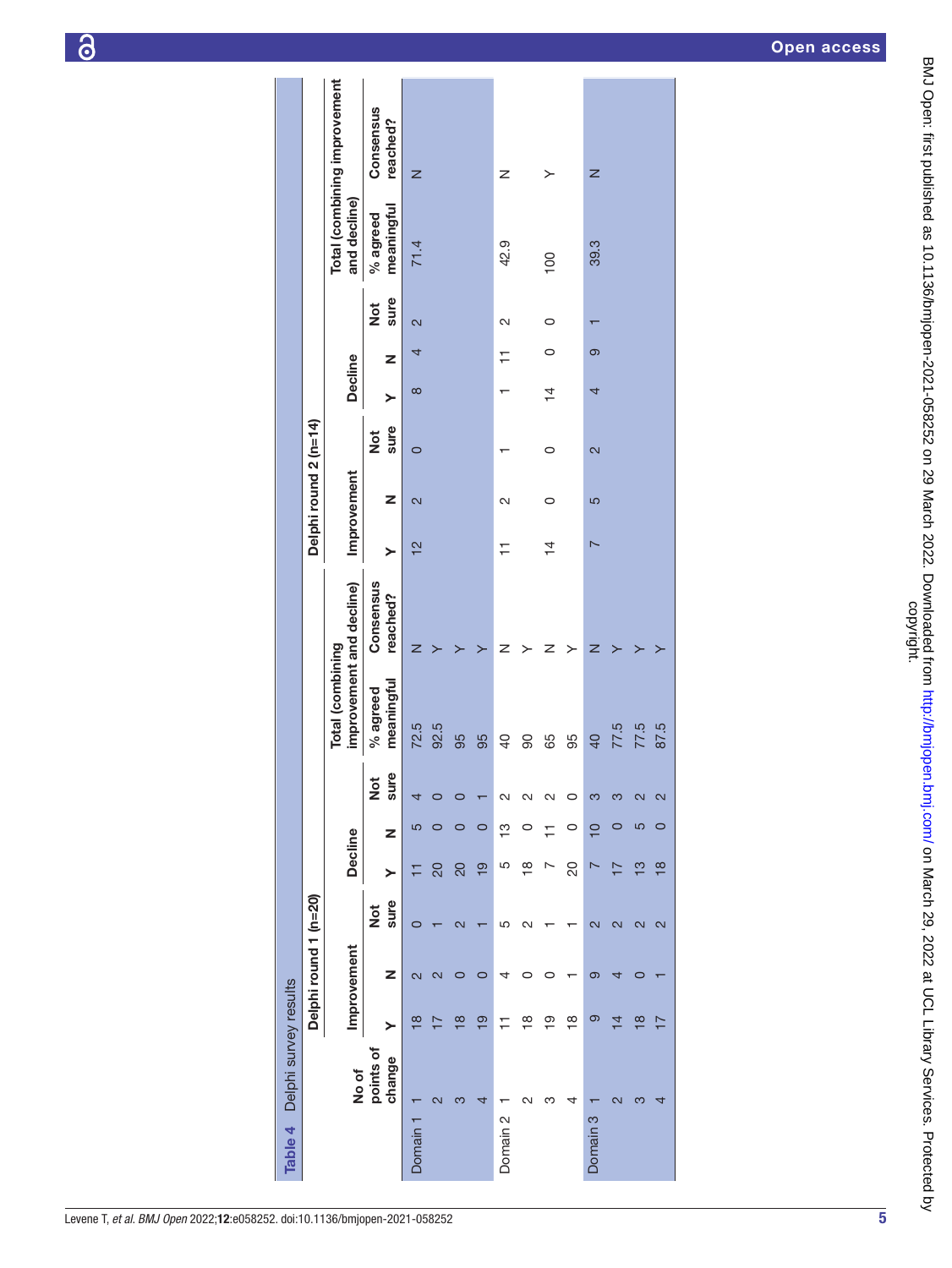Table 4 Delphi survey results

| | No of points of change | Delphi round 1 (n=20) | | | | | | | | Delphi round 2 (n=14) | | | | | | | |
|---|---|---|---|---|---|---|---|---|---|---|---|---|---|---|---|---|---|
| | | Improvement | | | Decline | | | Total (combining improvement and decline) | | Improvement | | | Decline | | | Total (combining improvement and decline) | |
| | | Y | N | Not sure | Y | N | Not sure | % agreed meaningful | Consensus reached? | Y | N | Not sure | Y | N | Not sure | % agreed meaningful | Consensus reached? |
| Domain 1 | 1 | 18 | 2 | 0 | 11 | 5 | 4 | 72.5 | N | 12 | 2 | 0 | 8 | 4 | 2 | 71.4 | N |
| | 2 | 17 | 2 | 1 | 20 | 0 | 0 | 92.5 | Y | | | | | | | | |
| | 3 | 18 | 0 | 2 | 20 | 0 | 0 | 95 | Y | | | | | | | | |
| | 4 | 19 | 0 | 1 | 19 | 0 | 1 | 95 | Y | | | | | | | | |
| Domain 2 | 1 | 11 | 4 | 5 | 5 | 13 | 2 | 40 | N | 11 | 2 | 1 | 1 | 11 | 2 | 42.9 | N |
| | 2 | 18 | 0 | 2 | 18 | 0 | 2 | 90 | Y | | | | | | | | |
| | 3 | 19 | 0 | 1 | 7 | 11 | 2 | 65 | N | 14 | 0 | 0 | 14 | 0 | 0 | 100 | Y |
| | 4 | 18 | 1 | 1 | 20 | 0 | 0 | 95 | Y | | | | | | | | |
| Domain 3 | 1 | 9 | 9 | 2 | 7 | 10 | 3 | 40 | N | 7 | 5 | 2 | 4 | 9 | 1 | 39.3 | N |
| | 2 | 14 | 4 | 2 | 17 | 0 | 3 | 77.5 | Y | | | | | | | | |
| | 3 | 18 | 0 | 2 | 13 | 5 | 2 | 77.5 | Y | | | | | | | | |
| | 4 | 17 | 1 | 2 | 18 | 0 | 2 | 87.5 | Y | | | | | | | | |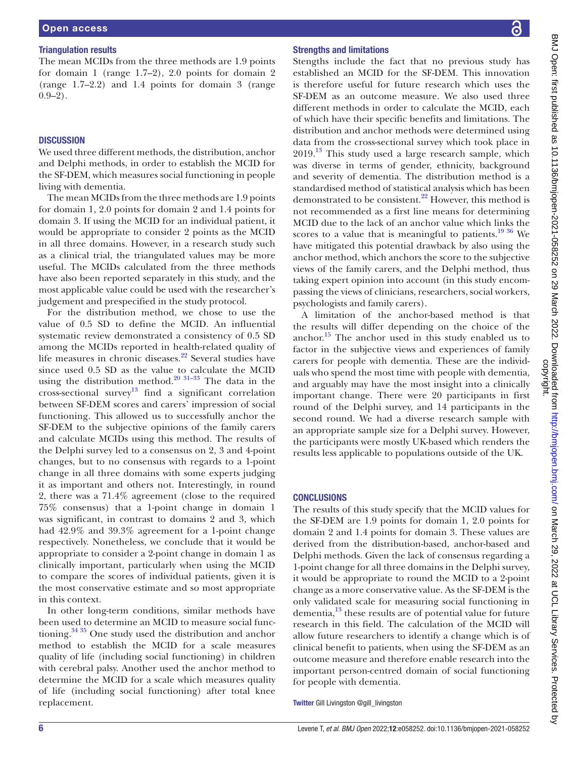### Triangulation results

The mean MCIDs from the three methods are 1.9 points for domain 1 (range 1.7–2), 2.0 points for domain 2 (range 1.7–2.2) and 1.4 points for domain 3 (range 0.9–2).

## DISCUSSION

We used three different methods, the distribution, anchor and Delphi methods, in order to establish the MCID for the SF-DEM, which measures social functioning in people living with dementia.

The mean MCIDs from the three methods are 1.9 points for domain 1, 2.0 points for domain 2 and 1.4 points for domain 3. If using the MCID for an individual patient, it would be appropriate to consider 2 points as the MCID in all three domains. However, in a research study such as a clinical trial, the triangulated values may be more useful. The MCIDs calculated from the three methods have also been reported separately in this study, and the most applicable value could be used with the researcher's judgement and prespecified in the study protocol.

For the distribution method, we chose to use the value of 0.5 SD to define the MCID. An influential systematic review demonstrated a consistency of 0.5 SD among the MCIDs reported in health-related quality of life measures in chronic diseases.[22] Several studies have since used 0.5 SD as the value to calculate the MCID using the distribution method.[20 31–33] The data in the cross-sectional survey[13] find a significant correlation between SF-DEM scores and carers' impression of social functioning. This allowed us to successfully anchor the SF-DEM to the subjective opinions of the family carers and calculate MCIDs using this method. The results of the Delphi survey led to a consensus on 2, 3 and 4-point changes, but to no consensus with regards to a 1-point change in all three domains with some experts judging it as important and others not. Interestingly, in round 2, there was a 71.4% agreement (close to the required 75% consensus) that a 1-point change in domain 1 was significant, in contrast to domains 2 and 3, which had 42.9% and 39.3% agreement for a 1-point change respectively. Nonetheless, we conclude that it would be appropriate to consider a 2-point change in domain 1 as clinically important, particularly when using the MCID to compare the scores of individual patients, given it is the most conservative estimate and so most appropriate in this context.

In other long-term conditions, similar methods have been used to determine an MCID to measure social functioning.[34 35] One study used the distribution and anchor method to establish the MCID for a scale measures quality of life (including social functioning) in children with cerebral palsy. Another used the anchor method to determine the MCID for a scale which measures quality of life (including social functioning) after total knee replacement.

### Strengths and limitations

Stengths include the fact that no previous study has established an MCID for the SF-DEM. This innovation is therefore useful for future research which uses the SF-DEM as an outcome measure. We also used three different methods in order to calculate the MCID, each of which have their specific benefits and limitations. The distribution and anchor methods were determined using data from the cross-sectional survey which took place in 2019.[13] This study used a large research sample, which was diverse in terms of gender, ethnicity, background and severity of dementia. The distribution method is a standardised method of statistical analysis which has been demonstrated to be consistent.[22] However, this method is not recommended as a first line means for determining MCID due to the lack of an anchor value which links the scores to a value that is meaningful to patients.[19 36] We have mitigated this potential drawback by also using the anchor method, which anchors the score to the subjective views of the family carers, and the Delphi method, thus taking expert opinion into account (in this study encompassing the views of clinicians, researchers, social workers, psychologists and family carers).

A limitation of the anchor-based method is that the results will differ depending on the choice of the anchor.[15] The anchor used in this study enabled us to factor in the subjective views and experiences of family carers for people with dementia. These are the individuals who spend the most time with people with dementia, and arguably may have the most insight into a clinically important change. There were 20 participants in first round of the Delphi survey, and 14 participants in the second round. We had a diverse research sample with an appropriate sample size for a Delphi survey. However, the participants were mostly UK-based which renders the results less applicable to populations outside of the UK.

## CONCLUSIONS

The results of this study specify that the MCID values for the SF-DEM are 1.9 points for domain 1, 2.0 points for domain 2 and 1.4 points for domain 3. These values are derived from the distribution-based, anchor-based and Delphi methods. Given the lack of consensus regarding a 1-point change for all three domains in the Delphi survey, it would be appropriate to round the MCID to a 2-point change as a more conservative value. As the SF-DEM is the only validated scale for measuring social functioning in dementia,[13] these results are of potential value for future research in this field. The calculation of the MCID will allow future researchers to identify a change which is of clinical benefit to patients, when using the SF-DEM as an outcome measure and therefore enable research into the important person-centred domain of social functioning for people with dementia.

**Twitter** Gill Livingston @gill_livingston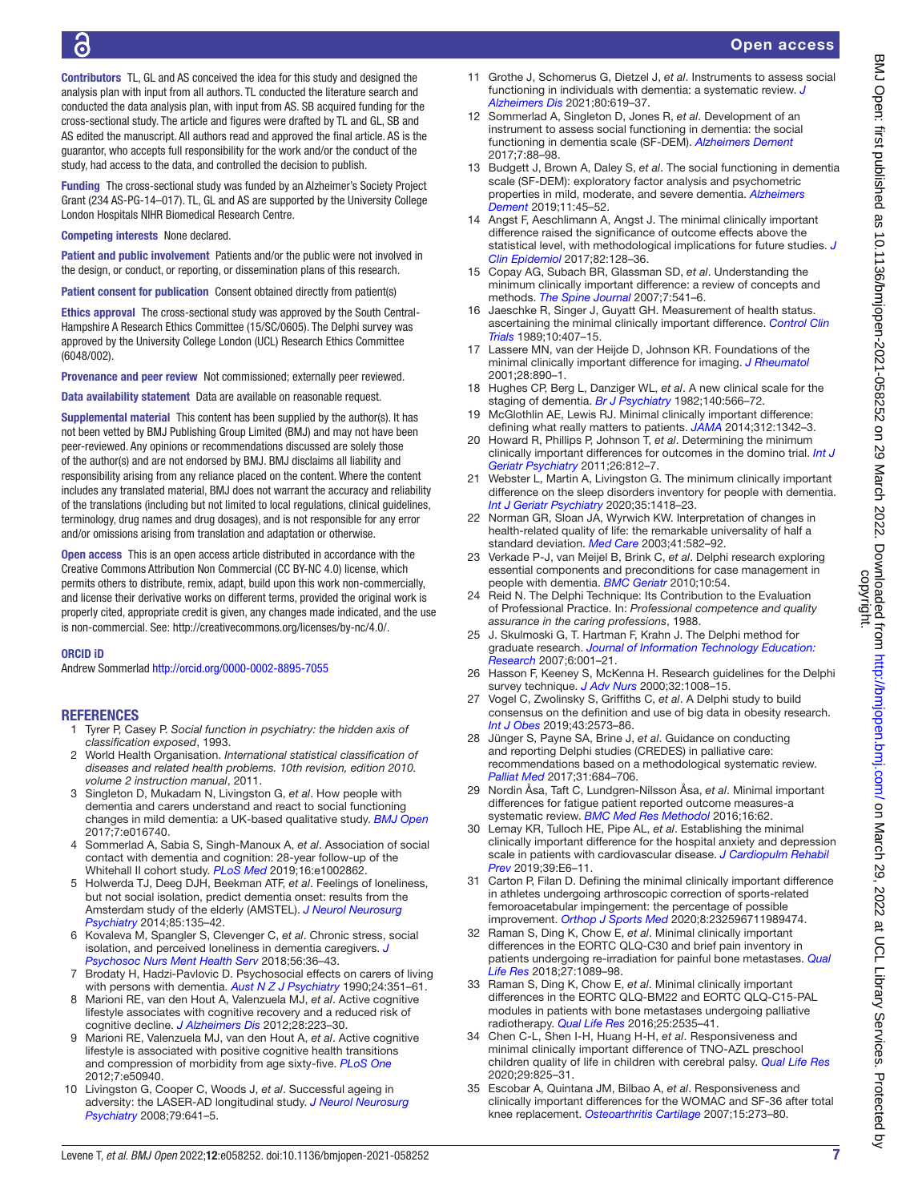**Contributors** TL, GL and AS conceived the idea for this study and designed the analysis plan with input from all authors. TL conducted the literature search and conducted the data analysis plan, with input from AS. SB acquired funding for the cross-sectional study. The article and figures were drafted by TL and GL, SB and AS edited the manuscript. All authors read and approved the final article. AS is the guarantor, who accepts full responsibility for the work and/or the conduct of the study, had access to the data, and controlled the decision to publish.

**Funding** The cross-sectional study was funded by an Alzheimer's Society Project Grant (234 AS-PG-14–017). TL, GL and AS are supported by the University College London Hospitals NIHR Biomedical Research Centre.

**Competing interests** None declared.

**Patient and public involvement** Patients and/or the public were not involved in the design, or conduct, or reporting, or dissemination plans of this research.

**Patient consent for publication** Consent obtained directly from patient(s)

**Ethics approval** The cross-sectional study was approved by the South Central-Hampshire A Research Ethics Committee (15/SC/0605). The Delphi survey was approved by the University College London (UCL) Research Ethics Committee (6048/002).

**Provenance and peer review** Not commissioned; externally peer reviewed.

**Data availability statement** Data are available on reasonable request.

**Supplemental material** This content has been supplied by the author(s). It has not been vetted by BMJ Publishing Group Limited (BMJ) and may not have been peer-reviewed. Any opinions or recommendations discussed are solely those of the author(s) and are not endorsed by BMJ. BMJ disclaims all liability and responsibility arising from any reliance placed on the content. Where the content includes any translated material, BMJ does not warrant the accuracy and reliability of the translations (including but not limited to local regulations, clinical guidelines, terminology, drug names and drug dosages), and is not responsible for any error and/or omissions arising from translation and adaptation or otherwise.

**Open access** This is an open access article distributed in accordance with the Creative Commons Attribution Non Commercial (CC BY-NC 4.0) license, which permits others to distribute, remix, adapt, build upon this work non-commercially, and license their derivative works on different terms, provided the original work is properly cited, appropriate credit is given, any changes made indicated, and the use is non-commercial. See: http://creativecommons.org/licenses/by-nc/4.0/.

**ORCID iD**

Andrew Sommerlad http://orcid.org/0000-0002-8895-7055

## REFERENCES

1. Tyrer P, Casey P. *Social function in psychiatry: the hidden axis of classification exposed*, 1993.
2. World Health Organisation. *International statistical classification of diseases and related health problems. 10th revision, edition 2010. volume 2 instruction manual*, 2011.
3. Singleton D, Mukadam N, Livingston G, *et al*. How people with dementia and carers understand and react to social functioning changes in mild dementia: a UK-based qualitative study. *BMJ Open* 2017;7:e016740.
4. Sommerlad A, Sabia S, Singh-Manoux A, *et al*. Association of social contact with dementia and cognition: 28-year follow-up of the Whitehall II cohort study. *PLoS Med* 2019;16:e1002862.
5. Holwerda TJ, Deeg DJH, Beekman ATF, *et al*. Feelings of loneliness, but not social isolation, predict dementia onset: results from the Amsterdam study of the elderly (AMSTEL). *J Neurol Neurosurg Psychiatry* 2014;85:135–42.
6. Kovaleva M, Spangler S, Clevenger C, *et al*. Chronic stress, social isolation, and perceived loneliness in dementia caregivers. *J Psychosoc Nurs Ment Health Serv* 2018;56:36–43.
7. Brodaty H, Hadzi-Pavlovic D. Psychosocial effects on carers of living with persons with dementia. *Aust N Z J Psychiatry* 1990;24:351–61.
8. Marioni RE, van den Hout A, Valenzuela MJ, *et al*. Active cognitive lifestyle associates with cognitive recovery and a reduced risk of cognitive decline. *J Alzheimers Dis* 2012;28:223–30.
9. Marioni RE, Valenzuela MJ, van den Hout A, *et al*. Active cognitive lifestyle is associated with positive cognitive health transitions and compression of morbidity from age sixty-five. *PLoS One* 2012;7:e50940.
10. Livingston G, Cooper C, Woods J, *et al*. Successful ageing in adversity: the LASER-AD longitudinal study. *J Neurol Neurosurg Psychiatry* 2008;79:641–5.
11. Grothe J, Schomerus G, Dietzel J, *et al*. Instruments to assess social functioning in individuals with dementia: a systematic review. *J Alzheimers Dis* 2021;80:619–37.
12. Sommerlad A, Singleton D, Jones R, *et al*. Development of an instrument to assess social functioning in dementia: the social functioning in dementia scale (SF-DEM). *Alzheimers Dement* 2017;7:88–98.
13. Budgett J, Brown A, Daley S, *et al*. The social functioning in dementia scale (SF-DEM): exploratory factor analysis and psychometric properties in mild, moderate, and severe dementia. *Alzheimers Dement* 2019;11:45–52.
14. Angst F, Aeschlimann A, Angst J. The minimal clinically important difference raised the significance of outcome effects above the statistical level, with methodological implications for future studies. *J Clin Epidemiol* 2017;82:128–36.
15. Copay AG, Subach BR, Glassman SD, *et al*. Understanding the minimum clinically important difference: a review of concepts and methods. *The Spine Journal* 2007;7:541–6.
16. Jaeschke R, Singer J, Guyatt GH. Measurement of health status. ascertaining the minimal clinically important difference. *Control Clin Trials* 1989;10:407–15.
17. Lassere MN, van der Heijde D, Johnson KR. Foundations of the minimal clinically important difference for imaging. *J Rheumatol* 2001;28:890–1.
18. Hughes CP, Berg L, Danziger WL, *et al*. A new clinical scale for the staging of dementia. *Br J Psychiatry* 1982;140:566–72.
19. McGlothlin AE, Lewis RJ. Minimal clinically important difference: defining what really matters to patients. *JAMA* 2014;312:1342–3.
20. Howard R, Phillips P, Johnson T, *et al*. Determining the minimum clinically important differences for outcomes in the domino trial. *Int J Geriatr Psychiatry* 2011;26:812–7.
21. Webster L, Martin A, Livingston G. The minimum clinically important difference on the sleep disorders inventory for people with dementia. *Int J Geriatr Psychiatry* 2020;35:1418–23.
22. Norman GR, Sloan JA, Wyrwich KW. Interpretation of changes in health-related quality of life: the remarkable universality of half a standard deviation. *Med Care* 2003;41:582–92.
23. Verkade P-J, van Meijel B, Brink C, *et al*. Delphi research exploring essential components and preconditions for case management in people with dementia. *BMC Geriatr* 2010;10:54.
24. Reid N. The Delphi Technique: Its Contribution to the Evaluation of Professional Practice. In: *Professional competence and quality assurance in the caring professions*, 1988.
25. J. Skulmoski G, T. Hartman F, Krahn J. The Delphi method for graduate research. *Journal of Information Technology Education: Research* 2007;6:001–21.
26. Hasson F, Keeney S, McKenna H. Research guidelines for the Delphi survey technique. *J Adv Nurs* 2000;32:1008–15.
27. Vogel C, Zwolinsky S, Griffiths C, *et al*. A Delphi study to build consensus on the definition and use of big data in obesity research. *Int J Obes* 2019;43:2573–86.
28. Jünger S, Payne SA, Brine J, *et al*. Guidance on conducting and reporting Delphi studies (CREDES) in palliative care: recommendations based on a methodological systematic review. *Palliat Med* 2017;31:684–706.
29. Nordin Åsa, Taft C, Lundgren-Nilsson Åsa, *et al*. Minimal important differences for fatigue patient reported outcome measures-a systematic review. *BMC Med Res Methodol* 2016;16:62.
30. Lemay KR, Tulloch HE, Pipe AL, *et al*. Establishing the minimal clinically important difference for the hospital anxiety and depression scale in patients with cardiovascular disease. *J Cardiopulm Rehabil Prev* 2019;39:E6–11.
31. Carton P, Filan D. Defining the minimal clinically important difference in athletes undergoing arthroscopic correction of sports-related femoroacetabular impingement: the percentage of possible improvement. *Orthop J Sports Med* 2020;8:232596711989474.
32. Raman S, Ding K, Chow E, *et al*. Minimal clinically important differences in the EORTC QLQ-C30 and brief pain inventory in patients undergoing re-irradiation for painful bone metastases. *Qual Life Res* 2018;27:1089–98.
33. Raman S, Ding K, Chow E, *et al*. Minimal clinically important differences in the EORTC QLQ-BM22 and EORTC QLQ-C15-PAL modules in patients with bone metastases undergoing palliative radiotherapy. *Qual Life Res* 2016;25:2535–41.
34. Chen C-L, Shen I-H, Huang H-H, *et al*. Responsiveness and minimal clinically important difference of TNO-AZL preschool children quality of life in children with cerebral palsy. *Qual Life Res* 2020;29:825–31.
35. Escobar A, Quintana JM, Bilbao A, *et al*. Responsiveness and clinically important differences for the WOMAC and SF-36 after total knee replacement. *Osteoarthritis Cartilage* 2007;15:273–80.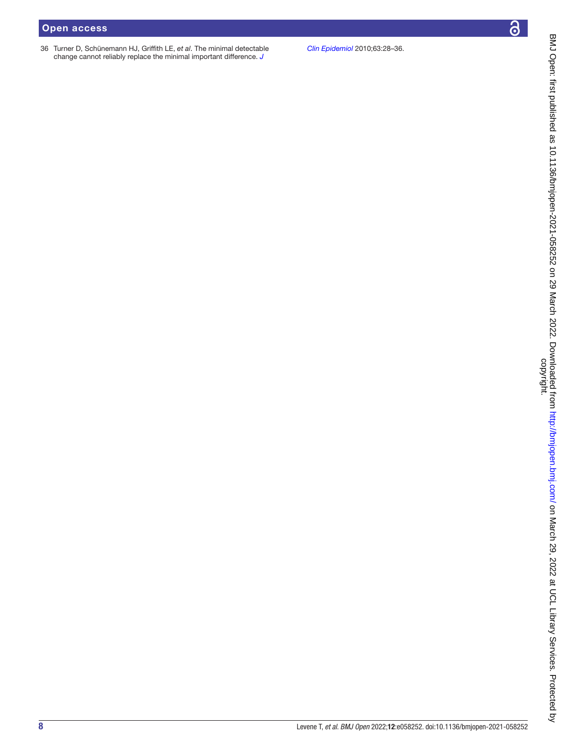36 Turner D, Schünemann HJ, Griffith LE, *et al*. The minimal detectable change cannot reliably replace the minimal important difference. *J Clin Epidemiol* 2010;63:28–36.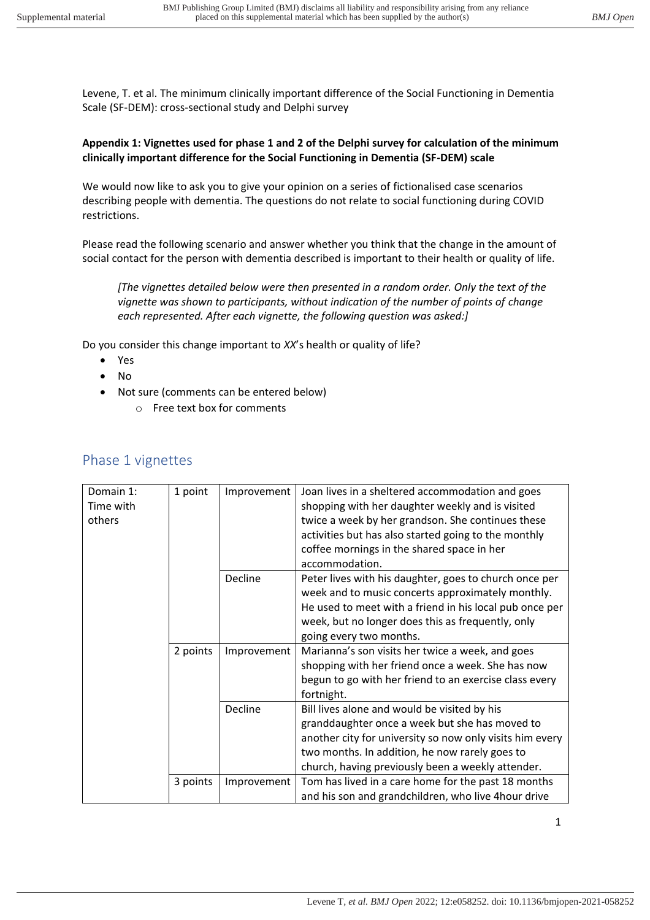Levene, T. et al. The minimum clinically important difference of the Social Functioning in Dementia Scale (SF-DEM): cross-sectional study and Delphi survey

**Appendix 1: Vignettes used for phase 1 and 2 of the Delphi survey for calculation of the minimum clinically important difference for the Social Functioning in Dementia (SF-DEM) scale**

We would now like to ask you to give your opinion on a series of fictionalised case scenarios describing people with dementia. The questions do not relate to social functioning during COVID restrictions.

Please read the following scenario and answer whether you think that the change in the amount of social contact for the person with dementia described is important to their health or quality of life.

> *[The vignettes detailed below were then presented in a random order. Only the text of the vignette was shown to participants, without indication of the number of points of change each represented. After each vignette, the following question was asked:]*

Do you consider this change important to *XX*'s health or quality of life?

- Yes
- No
- Not sure (comments can be entered below)
  - Free text box for comments

## Phase 1 vignettes

| | | | |
|---|---|---|---|
| Domain 1: Time with others | 1 point | Improvement | Joan lives in a sheltered accommodation and goes shopping with her daughter weekly and is visited twice a week by her grandson. She continues these activities but has also started going to the monthly coffee mornings in the shared space in her accommodation. |
| | | Decline | Peter lives with his daughter, goes to church once per week and to music concerts approximately monthly. He used to meet with a friend in his local pub once per week, but no longer does this as frequently, only going every two months. |
| | 2 points | Improvement | Marianna's son visits her twice a week, and goes shopping with her friend once a week. She has now begun to go with her friend to an exercise class every fortnight. |
| | | Decline | Bill lives alone and would be visited by his granddaughter once a week but she has moved to another city for university so now only visits him every two months. In addition, he now rarely goes to church, having previously been a weekly attender. |
| | 3 points | Improvement | Tom has lived in a care home for the past 18 months and his son and grandchildren, who live 4hour drive |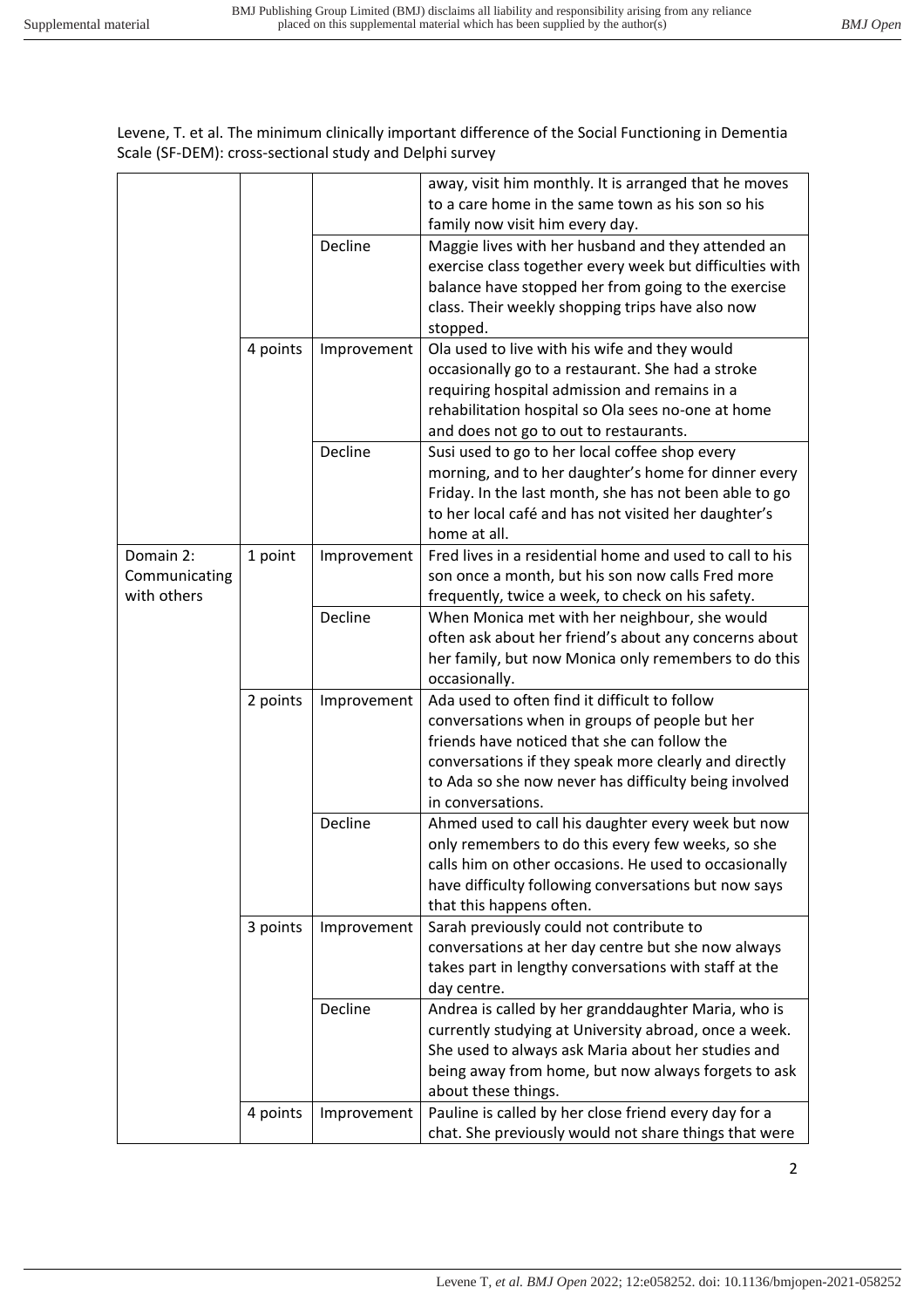Levene, T. et al. The minimum clinically important difference of the Social Functioning in Dementia Scale (SF-DEM): cross-sectional study and Delphi survey

| | | | |
|---|---|---|---|
| | | | away, visit him monthly. It is arranged that he moves to a care home in the same town as his son so his family now visit him every day. |
| | | Decline | Maggie lives with her husband and they attended an exercise class together every week but difficulties with balance have stopped her from going to the exercise class. Their weekly shopping trips have also now stopped. |
| | 4 points | Improvement | Ola used to live with his wife and they would occasionally go to a restaurant. She had a stroke requiring hospital admission and remains in a rehabilitation hospital so Ola sees no-one at home and does not go to out to restaurants. |
| | | Decline | Susi used to go to her local coffee shop every morning, and to her daughter's home for dinner every Friday. In the last month, she has not been able to go to her local café and has not visited her daughter's home at all. |
| Domain 2: Communicating with others | 1 point | Improvement | Fred lives in a residential home and used to call to his son once a month, but his son now calls Fred more frequently, twice a week, to check on his safety. |
| | | Decline | When Monica met with her neighbour, she would often ask about her friend's about any concerns about her family, but now Monica only remembers to do this occasionally. |
| | 2 points | Improvement | Ada used to often find it difficult to follow conversations when in groups of people but her friends have noticed that she can follow the conversations if they speak more clearly and directly to Ada so she now never has difficulty being involved in conversations. |
| | | Decline | Ahmed used to call his daughter every week but now only remembers to do this every few weeks, so she calls him on other occasions. He used to occasionally have difficulty following conversations but now says that this happens often. |
| | 3 points | Improvement | Sarah previously could not contribute to conversations at her day centre but she now always takes part in lengthy conversations with staff at the day centre. |
| | | Decline | Andrea is called by her granddaughter Maria, who is currently studying at University abroad, once a week. She used to always ask Maria about her studies and being away from home, but now always forgets to ask about these things. |
| | 4 points | Improvement | Pauline is called by her close friend every day for a chat. She previously would not share things that were |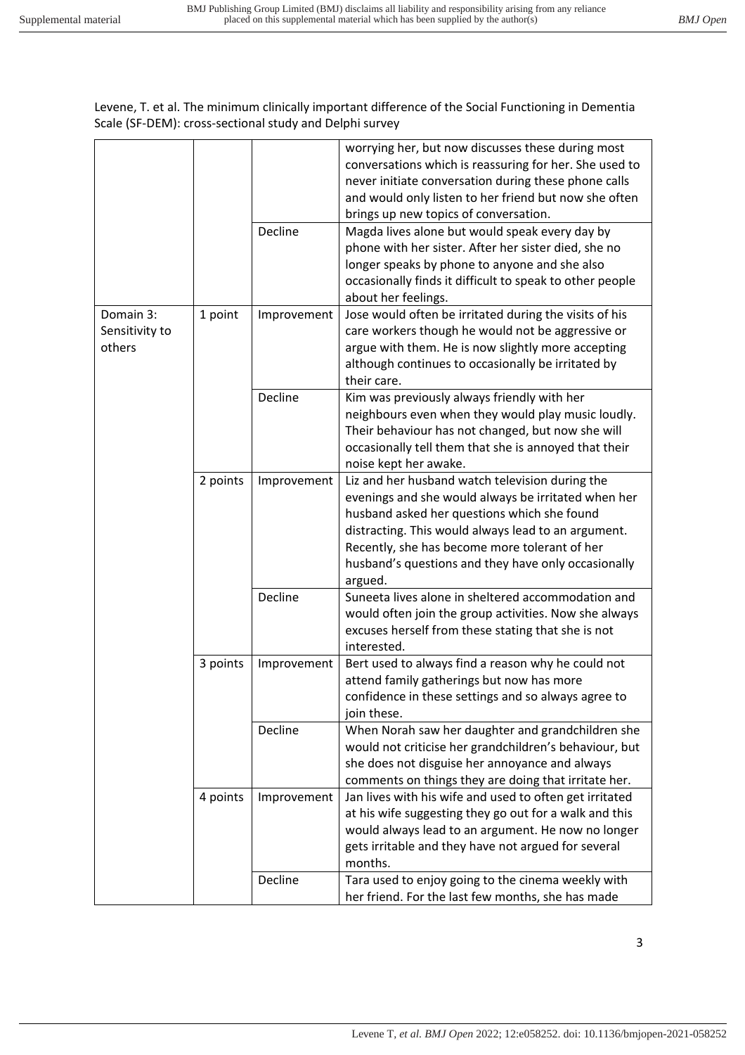Levene, T. et al. The minimum clinically important difference of the Social Functioning in Dementia Scale (SF-DEM): cross-sectional study and Delphi survey

| | | | |
|---|---|---|---|
| | | | worrying her, but now discusses these during most conversations which is reassuring for her. She used to never initiate conversation during these phone calls and would only listen to her friend but now she often brings up new topics of conversation. |
| | | Decline | Magda lives alone but would speak every day by phone with her sister. After her sister died, she no longer speaks by phone to anyone and she also occasionally finds it difficult to speak to other people about her feelings. |
| Domain 3: Sensitivity to others | 1 point | Improvement | Jose would often be irritated during the visits of his care workers though he would not be aggressive or argue with them. He is now slightly more accepting although continues to occasionally be irritated by their care. |
| | | Decline | Kim was previously always friendly with her neighbours even when they would play music loudly. Their behaviour has not changed, but now she will occasionally tell them that she is annoyed that their noise kept her awake. |
| | 2 points | Improvement | Liz and her husband watch television during the evenings and she would always be irritated when her husband asked her questions which she found distracting. This would always lead to an argument. Recently, she has become more tolerant of her husband's questions and they have only occasionally argued. |
| | | Decline | Suneeta lives alone in sheltered accommodation and would often join the group activities. Now she always excuses herself from these stating that she is not interested. |
| | 3 points | Improvement | Bert used to always find a reason why he could not attend family gatherings but now has more confidence in these settings and so always agree to join these. |
| | | Decline | When Norah saw her daughter and grandchildren she would not criticise her grandchildren's behaviour, but she does not disguise her annoyance and always comments on things they are doing that irritate her. |
| | 4 points | Improvement | Jan lives with his wife and used to often get irritated at his wife suggesting they go out for a walk and this would always lead to an argument. He now no longer gets irritable and they have not argued for several months. |
| | | Decline | Tara used to enjoy going to the cinema weekly with her friend. For the last few months, she has made |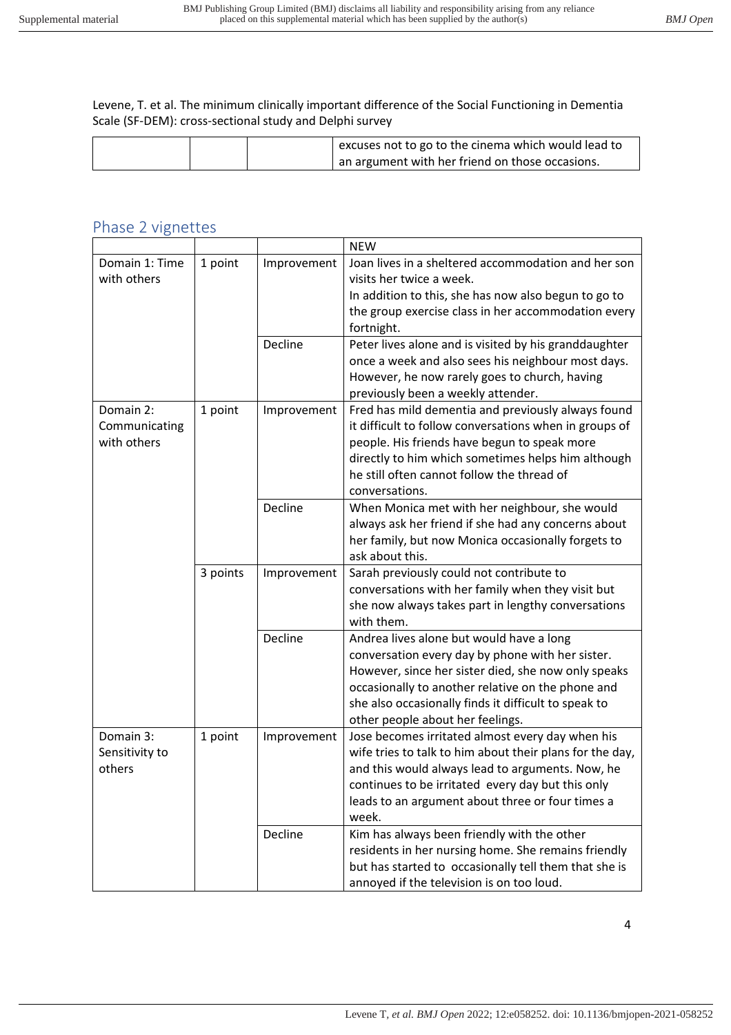Levene, T. et al. The minimum clinically important difference of the Social Functioning in Dementia Scale (SF-DEM): cross-sectional study and Delphi survey

| | | | |
|---|---|---|---|
| | | | excuses not to go to the cinema which would lead to an argument with her friend on those occasions. |

## Phase 2 vignettes

| | | | NEW |
|---|---|---|---|
| Domain 1: Time with others | 1 point | Improvement | Joan lives in a sheltered accommodation and her son visits her twice a week. In addition to this, she has now also begun to go to the group exercise class in her accommodation every fortnight. |
| | | Decline | Peter lives alone and is visited by his granddaughter once a week and also sees his neighbour most days. However, he now rarely goes to church, having previously been a weekly attender. |
| Domain 2: Communicating with others | 1 point | Improvement | Fred has mild dementia and previously always found it difficult to follow conversations when in groups of people. His friends have begun to speak more directly to him which sometimes helps him although he still often cannot follow the thread of conversations. |
| | | Decline | When Monica met with her neighbour, she would always ask her friend if she had any concerns about her family, but now Monica occasionally forgets to ask about this. |
| | 3 points | Improvement | Sarah previously could not contribute to conversations with her family when they visit but she now always takes part in lengthy conversations with them. |
| | | Decline | Andrea lives alone but would have a long conversation every day by phone with her sister. However, since her sister died, she now only speaks occasionally to another relative on the phone and she also occasionally finds it difficult to speak to other people about her feelings. |
| Domain 3: Sensitivity to others | 1 point | Improvement | Jose becomes irritated almost every day when his wife tries to talk to him about their plans for the day, and this would always lead to arguments. Now, he continues to be irritated every day but this only leads to an argument about three or four times a week. |
| | | Decline | Kim has always been friendly with the other residents in her nursing home. She remains friendly but has started to occasionally tell them that she is annoyed if the television is on too loud. |